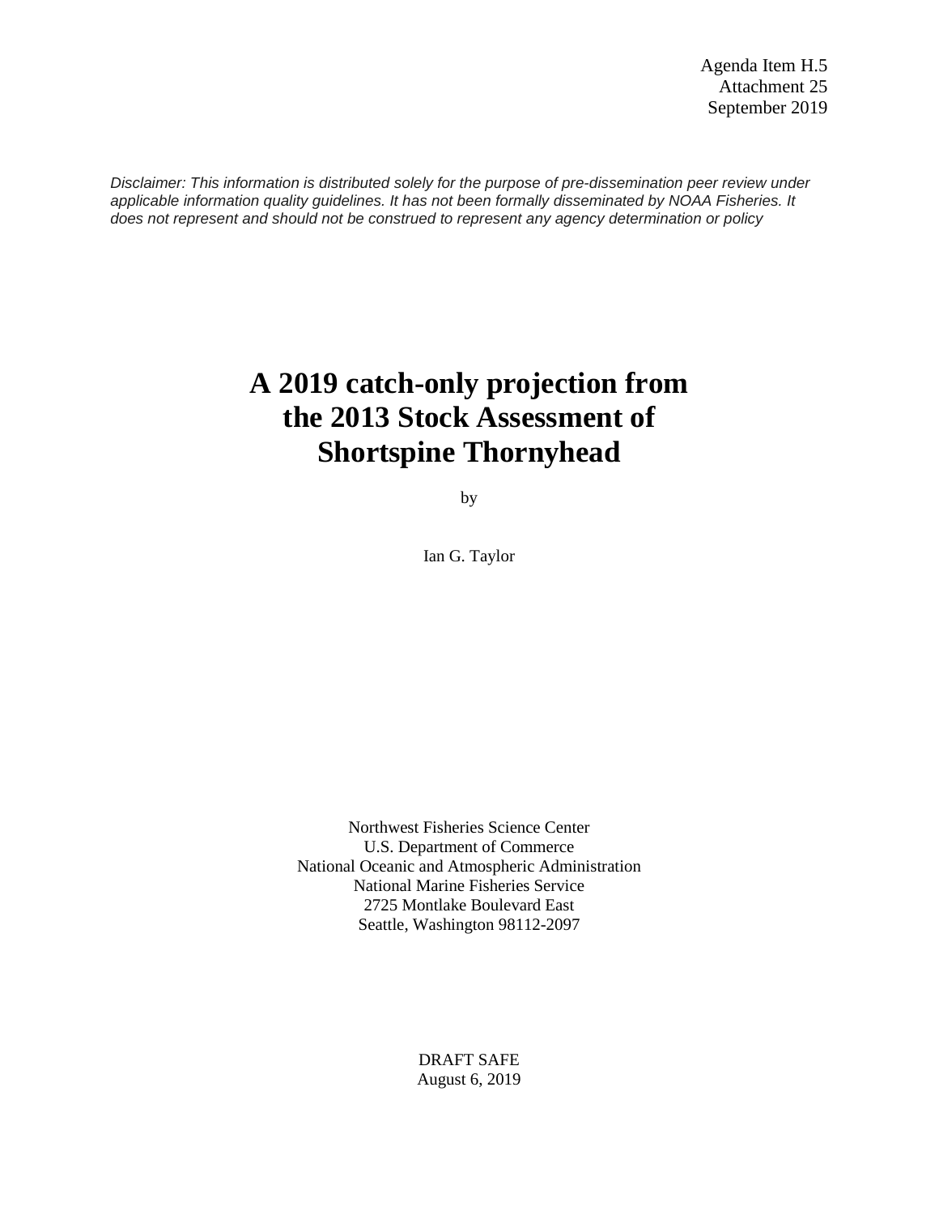Agenda Item H.5
Attachment 25
September 2019

*Disclaimer: This information is distributed solely for the purpose of pre-dissemination peer review under applicable information quality guidelines. It has not been formally disseminated by NOAA Fisheries. It does not represent and should not be construed to represent any agency determination or policy*

# A 2019 catch-only projection from the 2013 Stock Assessment of Shortspine Thornyhead

by

Ian G. Taylor

Northwest Fisheries Science Center
U.S. Department of Commerce
National Oceanic and Atmospheric Administration
National Marine Fisheries Service
2725 Montlake Boulevard East
Seattle, Washington 98112-2097

DRAFT SAFE
August 6, 2019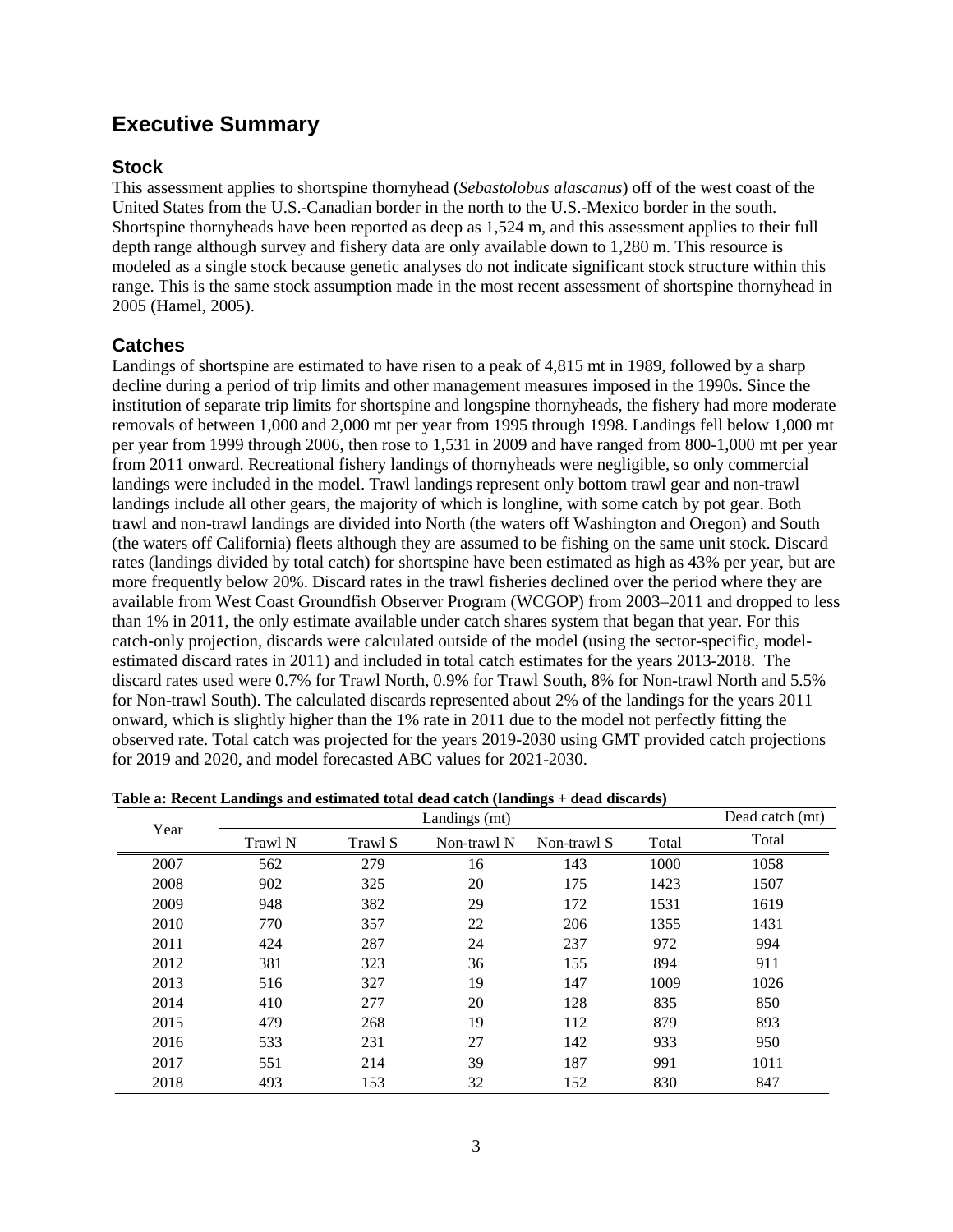# Executive Summary

## Stock

This assessment applies to shortspine thornyhead (*Sebastolobus alascanus*) off of the west coast of the United States from the U.S.-Canadian border in the north to the U.S.-Mexico border in the south. Shortspine thornyheads have been reported as deep as 1,524 m, and this assessment applies to their full depth range although survey and fishery data are only available down to 1,280 m. This resource is modeled as a single stock because genetic analyses do not indicate significant stock structure within this range. This is the same stock assumption made in the most recent assessment of shortspine thornyhead in 2005 (Hamel, 2005).

## Catches

Landings of shortspine are estimated to have risen to a peak of 4,815 mt in 1989, followed by a sharp decline during a period of trip limits and other management measures imposed in the 1990s. Since the institution of separate trip limits for shortspine and longspine thornyheads, the fishery had more moderate removals of between 1,000 and 2,000 mt per year from 1995 through 1998. Landings fell below 1,000 mt per year from 1999 through 2006, then rose to 1,531 in 2009 and have ranged from 800-1,000 mt per year from 2011 onward. Recreational fishery landings of thornyheads were negligible, so only commercial landings were included in the model. Trawl landings represent only bottom trawl gear and non-trawl landings include all other gears, the majority of which is longline, with some catch by pot gear. Both trawl and non-trawl landings are divided into North (the waters off Washington and Oregon) and South (the waters off California) fleets although they are assumed to be fishing on the same unit stock. Discard rates (landings divided by total catch) for shortspine have been estimated as high as 43% per year, but are more frequently below 20%. Discard rates in the trawl fisheries declined over the period where they are available from West Coast Groundfish Observer Program (WCGOP) from 2003–2011 and dropped to less than 1% in 2011, the only estimate available under catch shares system that began that year. For this catch-only projection, discards were calculated outside of the model (using the sector-specific, model-estimated discard rates in 2011) and included in total catch estimates for the years 2013-2018. The discard rates used were 0.7% for Trawl North, 0.9% for Trawl South, 8% for Non-trawl North and 5.5% for Non-trawl South). The calculated discards represented about 2% of the landings for the years 2011 onward, which is slightly higher than the 1% rate in 2011 due to the model not perfectly fitting the observed rate. Total catch was projected for the years 2019-2030 using GMT provided catch projections for 2019 and 2020, and model forecasted ABC values for 2021-2030.

**Table a: Recent Landings and estimated total dead catch (landings + dead discards)**

| Year | Landings (mt) | | | | | Dead catch (mt) |
|---|---|---|---|---|---|---|
| | Trawl N | Trawl S | Non-trawl N | Non-trawl S | Total | Total |
| 2007 | 562 | 279 | 16 | 143 | 1000 | 1058 |
| 2008 | 902 | 325 | 20 | 175 | 1423 | 1507 |
| 2009 | 948 | 382 | 29 | 172 | 1531 | 1619 |
| 2010 | 770 | 357 | 22 | 206 | 1355 | 1431 |
| 2011 | 424 | 287 | 24 | 237 | 972 | 994 |
| 2012 | 381 | 323 | 36 | 155 | 894 | 911 |
| 2013 | 516 | 327 | 19 | 147 | 1009 | 1026 |
| 2014 | 410 | 277 | 20 | 128 | 835 | 850 |
| 2015 | 479 | 268 | 19 | 112 | 879 | 893 |
| 2016 | 533 | 231 | 27 | 142 | 933 | 950 |
| 2017 | 551 | 214 | 39 | 187 | 991 | 1011 |
| 2018 | 493 | 153 | 32 | 152 | 830 | 847 |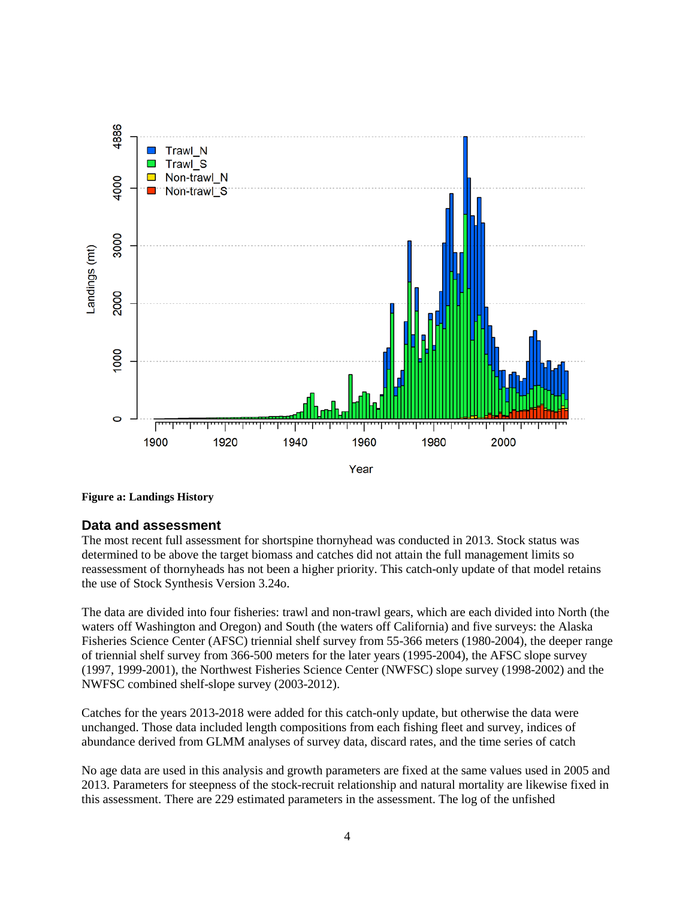**Figure a: Landings History**

## Data and assessment

The most recent full assessment for shortspine thornyhead was conducted in 2013. Stock status was determined to be above the target biomass and catches did not attain the full management limits so reassessment of thornyheads has not been a higher priority. This catch-only update of that model retains the use of Stock Synthesis Version 3.24o.

The data are divided into four fisheries: trawl and non-trawl gears, which are each divided into North (the waters off Washington and Oregon) and South (the waters off California) and five surveys: the Alaska Fisheries Science Center (AFSC) triennial shelf survey from 55-366 meters (1980-2004), the deeper range of triennial shelf survey from 366-500 meters for the later years (1995-2004), the AFSC slope survey (1997, 1999-2001), the Northwest Fisheries Science Center (NWFSC) slope survey (1998-2002) and the NWFSC combined shelf-slope survey (2003-2012).

Catches for the years 2013-2018 were added for this catch-only update, but otherwise the data were unchanged. Those data included length compositions from each fishing fleet and survey, indices of abundance derived from GLMM analyses of survey data, discard rates, and the time series of catch

No age data are used in this analysis and growth parameters are fixed at the same values used in 2005 and 2013. Parameters for steepness of the stock-recruit relationship and natural mortality are likewise fixed in this assessment. There are 229 estimated parameters in the assessment. The log of the unfished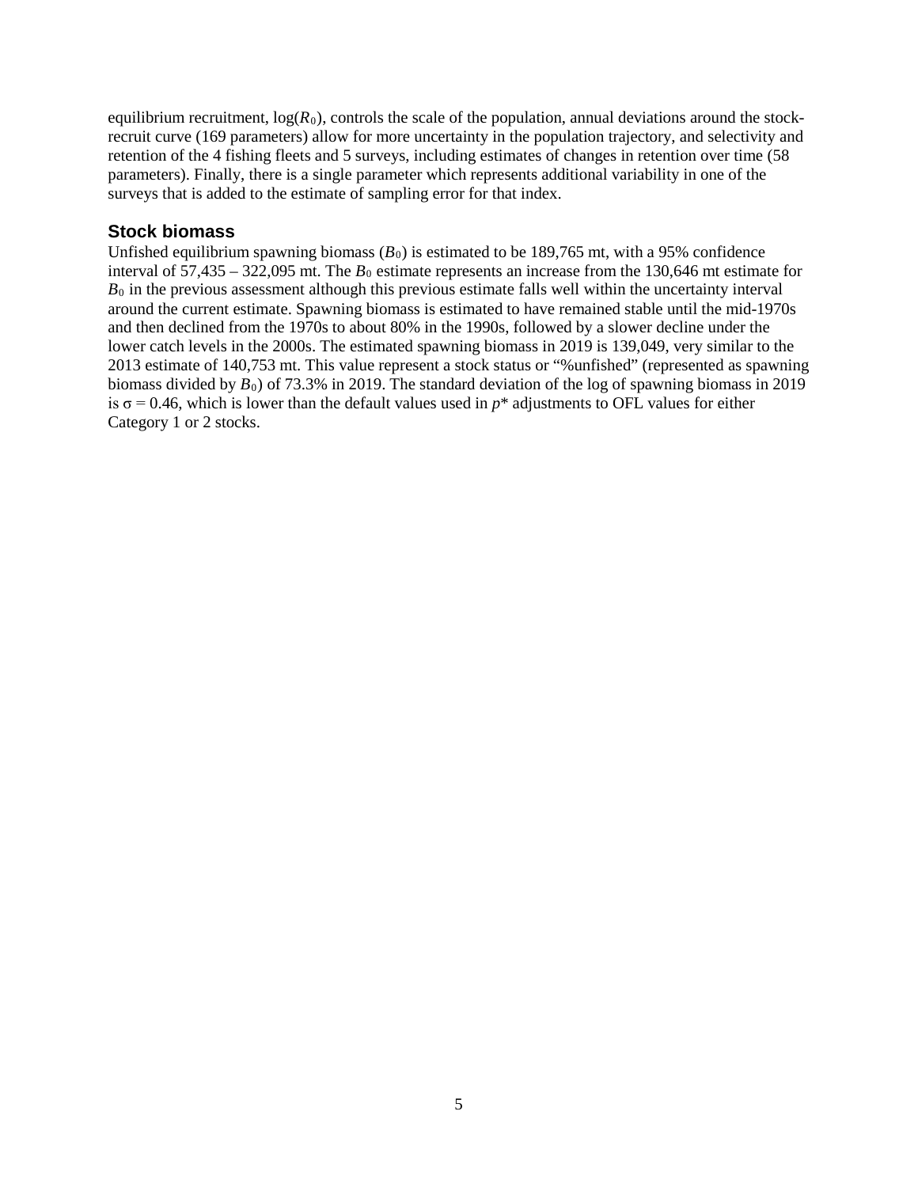equilibrium recruitment, $\log(R_0)$, controls the scale of the population, annual deviations around the stock-recruit curve (169 parameters) allow for more uncertainty in the population trajectory, and selectivity and retention of the 4 fishing fleets and 5 surveys, including estimates of changes in retention over time (58 parameters). Finally, there is a single parameter which represents additional variability in one of the surveys that is added to the estimate of sampling error for that index.

### Stock biomass

Unfished equilibrium spawning biomass ($B_0$) is estimated to be 189,765 mt, with a 95% confidence interval of 57,435 – 322,095 mt. The $B_0$ estimate represents an increase from the 130,646 mt estimate for $B_0$ in the previous assessment although this previous estimate falls well within the uncertainty interval around the current estimate. Spawning biomass is estimated to have remained stable until the mid-1970s and then declined from the 1970s to about 80% in the 1990s, followed by a slower decline under the lower catch levels in the 2000s. The estimated spawning biomass in 2019 is 139,049, very similar to the 2013 estimate of 140,753 mt. This value represent a stock status or "%unfished" (represented as spawning biomass divided by $B_0$) of 73.3% in 2019. The standard deviation of the log of spawning biomass in 2019 is $\sigma = 0.46$, which is lower than the default values used in $p^*$ adjustments to OFL values for either Category 1 or 2 stocks.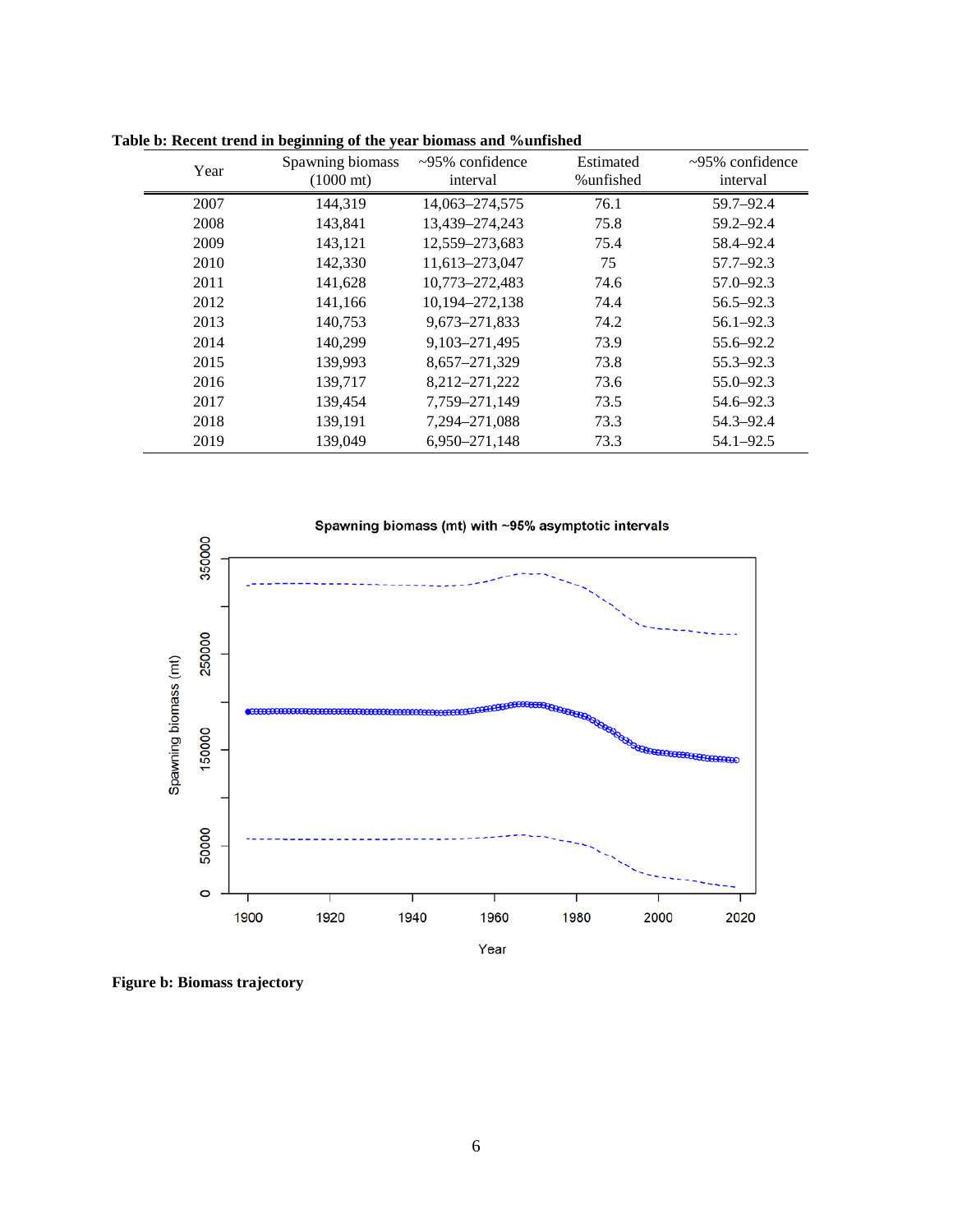**Table b: Recent trend in beginning of the year biomass and %unfished**

| Year | Spawning biomass (1000 mt) | ~95% confidence interval | Estimated %unfished | ~95% confidence interval |
|---|---|---|---|---|
| 2007 | 144,319 | 14,063–274,575 | 76.1 | 59.7–92.4 |
| 2008 | 143,841 | 13,439–274,243 | 75.8 | 59.2–92.4 |
| 2009 | 143,121 | 12,559–273,683 | 75.4 | 58.4–92.4 |
| 2010 | 142,330 | 11,613–273,047 | 75 | 57.7–92.3 |
| 2011 | 141,628 | 10,773–272,483 | 74.6 | 57.0–92.3 |
| 2012 | 141,166 | 10,194–272,138 | 74.4 | 56.5–92.3 |
| 2013 | 140,753 | 9,673–271,833 | 74.2 | 56.1–92.3 |
| 2014 | 140,299 | 9,103–271,495 | 73.9 | 55.6–92.2 |
| 2015 | 139,993 | 8,657–271,329 | 73.8 | 55.3–92.3 |
| 2016 | 139,717 | 8,212–271,222 | 73.6 | 55.0–92.3 |
| 2017 | 139,454 | 7,759–271,149 | 73.5 | 54.6–92.3 |
| 2018 | 139,191 | 7,294–271,088 | 73.3 | 54.3–92.4 |
| 2019 | 139,049 | 6,950–271,148 | 73.3 | 54.1–92.5 |

**Figure b: Biomass trajectory**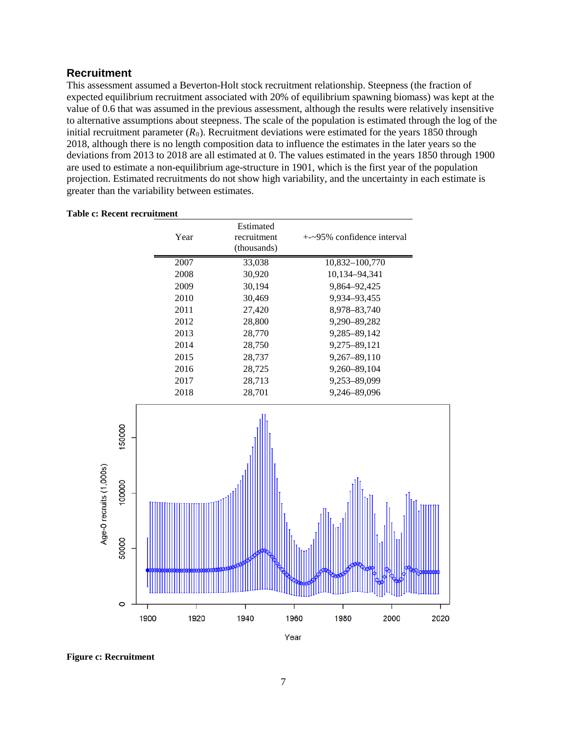## Recruitment

This assessment assumed a Beverton-Holt stock recruitment relationship. Steepness (the fraction of expected equilibrium recruitment associated with 20% of equilibrium spawning biomass) was kept at the value of 0.6 that was assumed in the previous assessment, although the results were relatively insensitive to alternative assumptions about steepness. The scale of the population is estimated through the log of the initial recruitment parameter ($R_0$). Recruitment deviations were estimated for the years 1850 through 2018, although there is no length composition data to influence the estimates in the later years so the deviations from 2013 to 2018 are all estimated at 0. The values estimated in the years 1850 through 1900 are used to estimate a non-equilibrium age-structure in 1901, which is the first year of the population projection. Estimated recruitments do not show high variability, and the uncertainty in each estimate is greater than the variability between estimates.

**Table c: Recent recruitment**

| Year | Estimated recruitment (thousands) | +-~95% confidence interval |
|---|---|---|
| 2007 | 33,038 | 10,832–100,770 |
| 2008 | 30,920 | 10,134–94,341 |
| 2009 | 30,194 | 9,864–92,425 |
| 2010 | 30,469 | 9,934–93,455 |
| 2011 | 27,420 | 8,978–83,740 |
| 2012 | 28,800 | 9,290–89,282 |
| 2013 | 28,770 | 9,285–89,142 |
| 2014 | 28,750 | 9,275–89,121 |
| 2015 | 28,737 | 9,267–89,110 |
| 2016 | 28,725 | 9,260–89,104 |
| 2017 | 28,713 | 9,253–89,099 |
| 2018 | 28,701 | 9,246–89,096 |

**Figure c: Recruitment**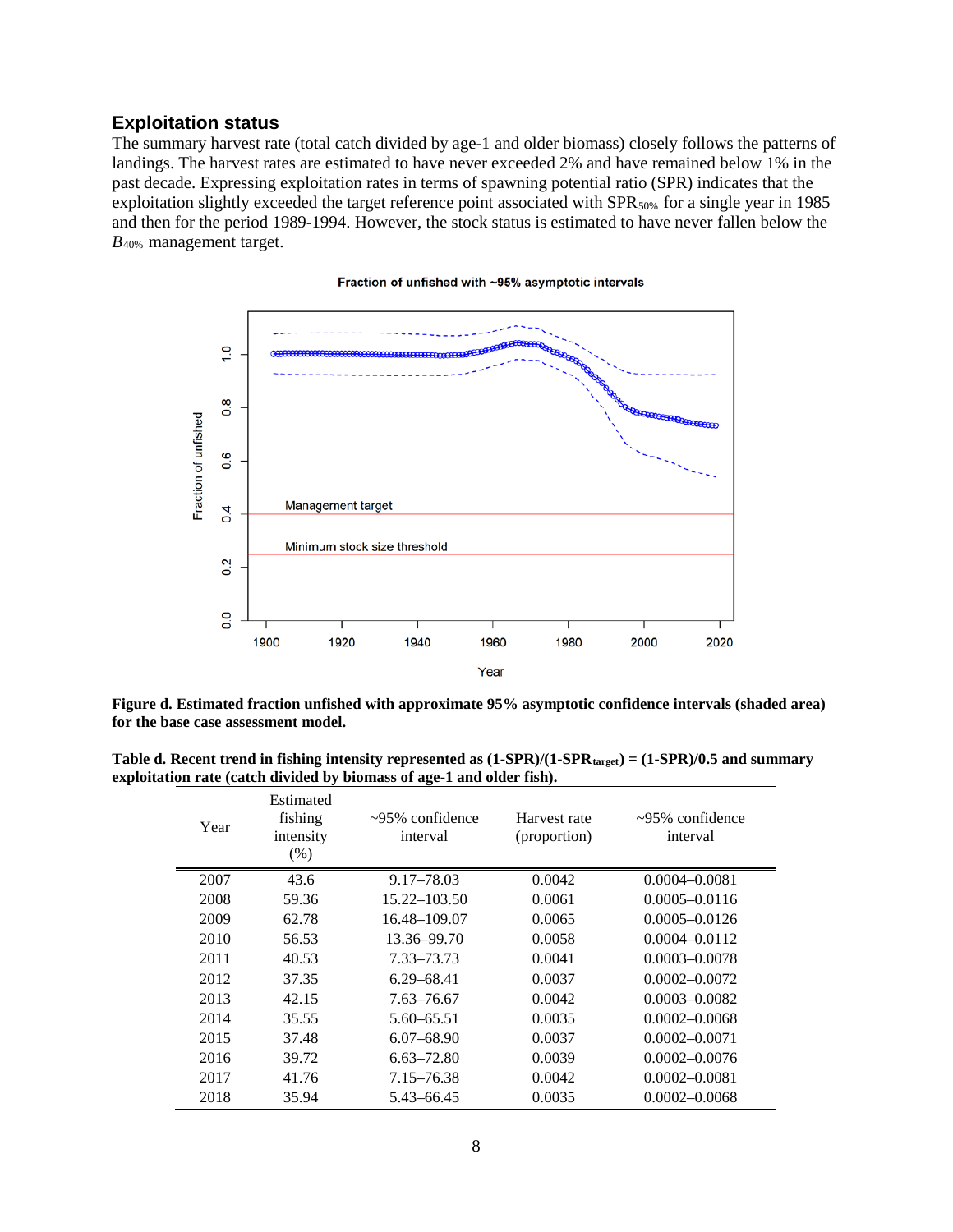## Exploitation status

The summary harvest rate (total catch divided by age-1 and older biomass) closely follows the patterns of landings. The harvest rates are estimated to have never exceeded 2% and have remained below 1% in the past decade. Expressing exploitation rates in terms of spawning potential ratio (SPR) indicates that the exploitation slightly exceeded the target reference point associated with $SPR_{50\%}$ for a single year in 1985 and then for the period 1989-1994. However, the stock status is estimated to have never fallen below the $B_{40\%}$ management target.

**Figure d. Estimated fraction unfished with approximate 95% asymptotic confidence intervals (shaded area) for the base case assessment model.**

**Table d. Recent trend in fishing intensity represented as $(1\text{-}SPR)/(1\text{-}SPR_{target}) = (1\text{-}SPR)/0.5$ and summary exploitation rate (catch divided by biomass of age-1 and older fish).**

| Year | Estimated fishing intensity (%) | ~95% confidence interval | Harvest rate (proportion) | ~95% confidence interval |
|---|---|---|---|---|
| 2007 | 43.6 | 9.17–78.03 | 0.0042 | 0.0004–0.0081 |
| 2008 | 59.36 | 15.22–103.50 | 0.0061 | 0.0005–0.0116 |
| 2009 | 62.78 | 16.48–109.07 | 0.0065 | 0.0005–0.0126 |
| 2010 | 56.53 | 13.36–99.70 | 0.0058 | 0.0004–0.0112 |
| 2011 | 40.53 | 7.33–73.73 | 0.0041 | 0.0003–0.0078 |
| 2012 | 37.35 | 6.29–68.41 | 0.0037 | 0.0002–0.0072 |
| 2013 | 42.15 | 7.63–76.67 | 0.0042 | 0.0003–0.0082 |
| 2014 | 35.55 | 5.60–65.51 | 0.0035 | 0.0002–0.0068 |
| 2015 | 37.48 | 6.07–68.90 | 0.0037 | 0.0002–0.0071 |
| 2016 | 39.72 | 6.63–72.80 | 0.0039 | 0.0002–0.0076 |
| 2017 | 41.76 | 7.15–76.38 | 0.0042 | 0.0002–0.0081 |
| 2018 | 35.94 | 5.43–66.45 | 0.0035 | 0.0002–0.0068 |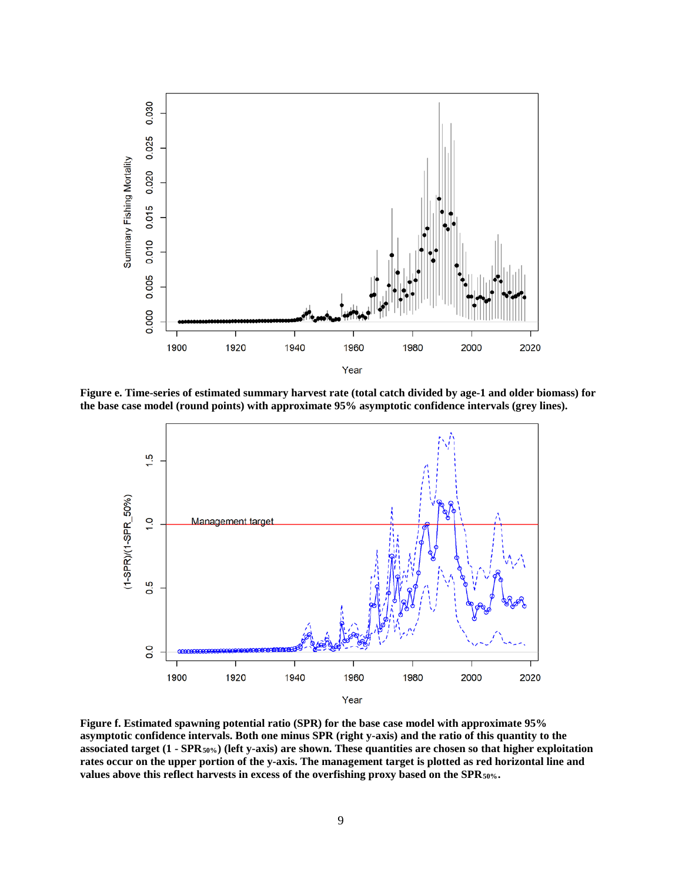**Figure e. Time-series of estimated summary harvest rate (total catch divided by age-1 and older biomass) for the base case model (round points) with approximate 95% asymptotic confidence intervals (grey lines).**

**Figure f. Estimated spawning potential ratio (SPR) for the base case model with approximate 95% asymptotic confidence intervals. Both one minus SPR (right y-axis) and the ratio of this quantity to the associated target (1 - $SPR_{50\%}$) (left y-axis) are shown. These quantities are chosen so that higher exploitation rates occur on the upper portion of the y-axis. The management target is plotted as red horizontal line and values above this reflect harvests in excess of the overfishing proxy based on the $SPR_{50\%}$.**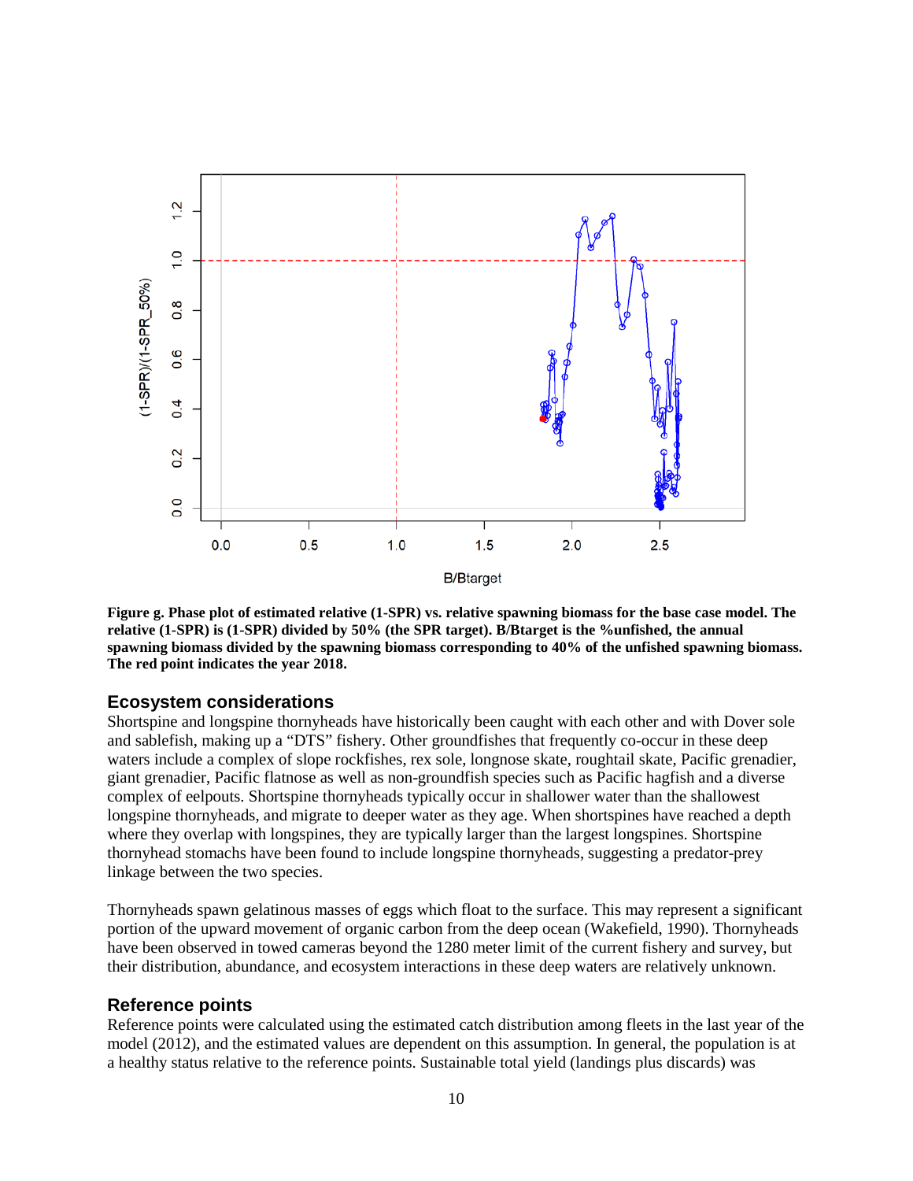**Figure g. Phase plot of estimated relative (1-SPR) vs. relative spawning biomass for the base case model. The relative (1-SPR) is (1-SPR) divided by 50% (the SPR target). B/Btarget is the %unfished, the annual spawning biomass divided by the spawning biomass corresponding to 40% of the unfished spawning biomass. The red point indicates the year 2018.**

## Ecosystem considerations

Shortspine and longspine thornyheads have historically been caught with each other and with Dover sole and sablefish, making up a "DTS" fishery. Other groundfishes that frequently co-occur in these deep waters include a complex of slope rockfishes, rex sole, longnose skate, roughtail skate, Pacific grenadier, giant grenadier, Pacific flatnose as well as non-groundfish species such as Pacific hagfish and a diverse complex of eelpouts. Shortspine thornyheads typically occur in shallower water than the shallowest longspine thornyheads, and migrate to deeper water as they age. When shortspines have reached a depth where they overlap with longspines, they are typically larger than the largest longspines. Shortspine thornyhead stomachs have been found to include longspine thornyheads, suggesting a predator-prey linkage between the two species.

Thornyheads spawn gelatinous masses of eggs which float to the surface. This may represent a significant portion of the upward movement of organic carbon from the deep ocean (Wakefield, 1990). Thornyheads have been observed in towed cameras beyond the 1280 meter limit of the current fishery and survey, but their distribution, abundance, and ecosystem interactions in these deep waters are relatively unknown.

## Reference points

Reference points were calculated using the estimated catch distribution among fleets in the last year of the model (2012), and the estimated values are dependent on this assumption. In general, the population is at a healthy status relative to the reference points. Sustainable total yield (landings plus discards) was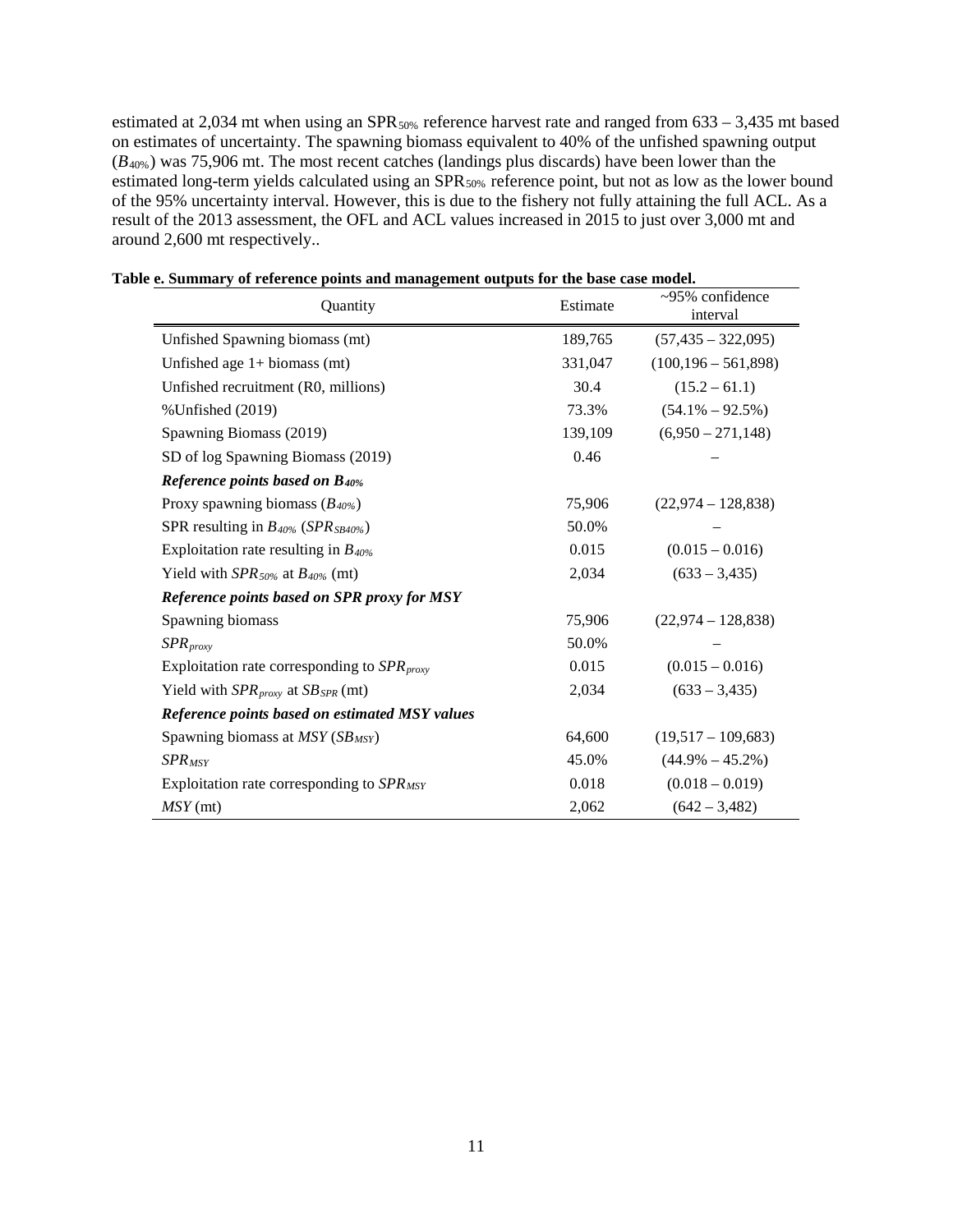estimated at 2,034 mt when using an $SPR_{50\%}$ reference harvest rate and ranged from 633 – 3,435 mt based on estimates of uncertainty. The spawning biomass equivalent to 40% of the unfished spawning output ($B_{40\%}$) was 75,906 mt. The most recent catches (landings plus discards) have been lower than the estimated long-term yields calculated using an $SPR_{50\%}$ reference point, but not as low as the lower bound of the 95% uncertainty interval. However, this is due to the fishery not fully attaining the full ACL. As a result of the 2013 assessment, the OFL and ACL values increased in 2015 to just over 3,000 mt and around 2,600 mt respectively..

**Table e. Summary of reference points and management outputs for the base case model.**

| Quantity | Estimate | ~95% confidence interval |
|---|---|---|
| Unfished Spawning biomass (mt) | 189,765 | (57,435 – 322,095) |
| Unfished age 1+ biomass (mt) | 331,047 | (100,196 – 561,898) |
| Unfished recruitment (R0, millions) | 30.4 | (15.2 – 61.1) |
| %Unfished (2019) | 73.3% | (54.1% – 92.5%) |
| Spawning Biomass (2019) | 139,109 | (6,950 – 271,148) |
| SD of log Spawning Biomass (2019) | 0.46 | – |
| ***Reference points based on $B_{40\%}$*** | | |
| Proxy spawning biomass ($B_{40\%}$) | 75,906 | (22,974 – 128,838) |
| SPR resulting in $B_{40\%}$ ($SPR_{SB40\%}$) | 50.0% | – |
| Exploitation rate resulting in $B_{40\%}$ | 0.015 | (0.015 – 0.016) |
| Yield with $SPR_{50\%}$ at $B_{40\%}$ (mt) | 2,034 | (633 – 3,435) |
| ***Reference points based on SPR proxy for MSY*** | | |
| Spawning biomass | 75,906 | (22,974 – 128,838) |
| $SPR_{proxy}$ | 50.0% | – |
| Exploitation rate corresponding to $SPR_{proxy}$ | 0.015 | (0.015 – 0.016) |
| Yield with $SPR_{proxy}$ at $SB_{SPR}$ (mt) | 2,034 | (633 – 3,435) |
| ***Reference points based on estimated MSY values*** | | |
| Spawning biomass at $MSY$ ($SB_{MSY}$) | 64,600 | (19,517 – 109,683) |
| $SPR_{MSY}$ | 45.0% | (44.9% – 45.2%) |
| Exploitation rate corresponding to $SPR_{MSY}$ | 0.018 | (0.018 – 0.019) |
| $MSY$ (mt) | 2,062 | (642 – 3,482) |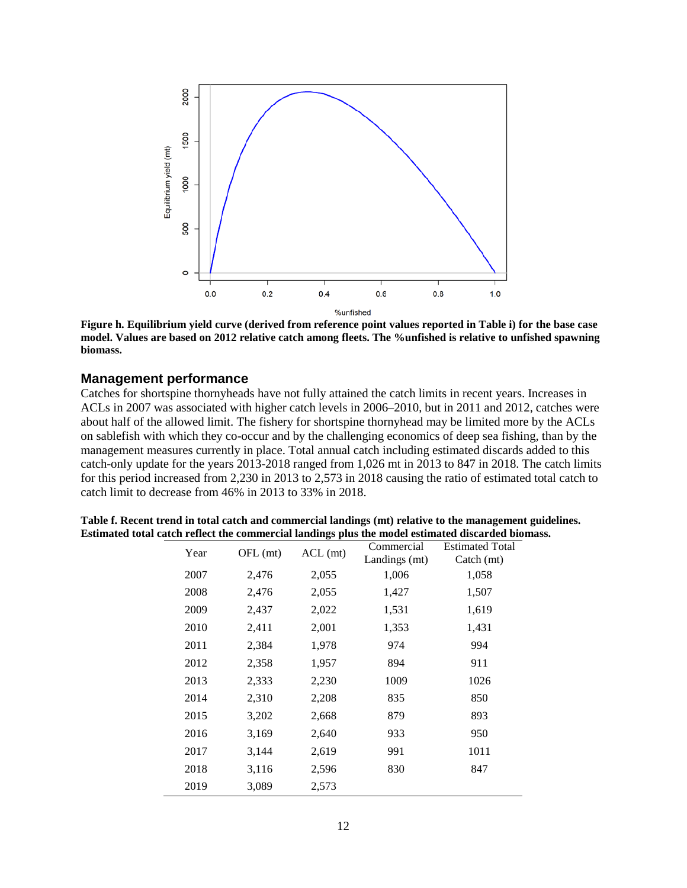**Figure h. Equilibrium yield curve (derived from reference point values reported in Table i) for the base case model. Values are based on 2012 relative catch among fleets. The %unfished is relative to unfished spawning biomass.**

## Management performance

Catches for shortspine thornyheads have not fully attained the catch limits in recent years. Increases in ACLs in 2007 was associated with higher catch levels in 2006–2010, but in 2011 and 2012, catches were about half of the allowed limit. The fishery for shortspine thornyhead may be limited more by the ACLs on sablefish with which they co-occur and by the challenging economics of deep sea fishing, than by the management measures currently in place. Total annual catch including estimated discards added to this catch-only update for the years 2013-2018 ranged from 1,026 mt in 2013 to 847 in 2018. The catch limits for this period increased from 2,230 in 2013 to 2,573 in 2018 causing the ratio of estimated total catch to catch limit to decrease from 46% in 2013 to 33% in 2018.

**Table f. Recent trend in total catch and commercial landings (mt) relative to the management guidelines. Estimated total catch reflect the commercial landings plus the model estimated discarded biomass.**

| Year | OFL (mt) | ACL (mt) | Commercial Landings (mt) | Estimated Total Catch (mt) |
|---|---|---|---|---|
| 2007 | 2,476 | 2,055 | 1,006 | 1,058 |
| 2008 | 2,476 | 2,055 | 1,427 | 1,507 |
| 2009 | 2,437 | 2,022 | 1,531 | 1,619 |
| 2010 | 2,411 | 2,001 | 1,353 | 1,431 |
| 2011 | 2,384 | 1,978 | 974 | 994 |
| 2012 | 2,358 | 1,957 | 894 | 911 |
| 2013 | 2,333 | 2,230 | 1009 | 1026 |
| 2014 | 2,310 | 2,208 | 835 | 850 |
| 2015 | 3,202 | 2,668 | 879 | 893 |
| 2016 | 3,169 | 2,640 | 933 | 950 |
| 2017 | 3,144 | 2,619 | 991 | 1011 |
| 2018 | 3,116 | 2,596 | 830 | 847 |
| 2019 | 3,089 | 2,573 | | |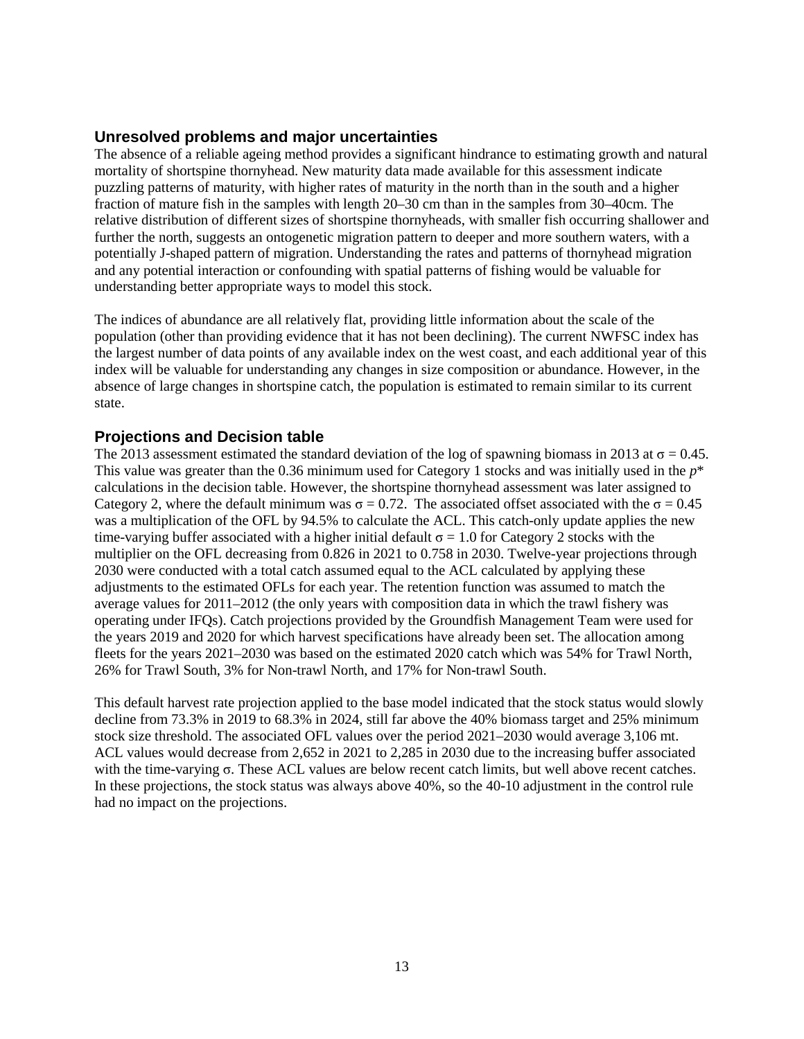## Unresolved problems and major uncertainties

The absence of a reliable ageing method provides a significant hindrance to estimating growth and natural mortality of shortspine thornyhead. New maturity data made available for this assessment indicate puzzling patterns of maturity, with higher rates of maturity in the north than in the south and a higher fraction of mature fish in the samples with length 20–30 cm than in the samples from 30–40cm. The relative distribution of different sizes of shortspine thornyheads, with smaller fish occurring shallower and further the north, suggests an ontogenetic migration pattern to deeper and more southern waters, with a potentially J-shaped pattern of migration. Understanding the rates and patterns of thornyhead migration and any potential interaction or confounding with spatial patterns of fishing would be valuable for understanding better appropriate ways to model this stock.

The indices of abundance are all relatively flat, providing little information about the scale of the population (other than providing evidence that it has not been declining). The current NWFSC index has the largest number of data points of any available index on the west coast, and each additional year of this index will be valuable for understanding any changes in size composition or abundance. However, in the absence of large changes in shortspine catch, the population is estimated to remain similar to its current state.

## Projections and Decision table

The 2013 assessment estimated the standard deviation of the log of spawning biomass in 2013 at $\sigma = 0.45$. This value was greater than the 0.36 minimum used for Category 1 stocks and was initially used in the *p*\* calculations in the decision table. However, the shortspine thornyhead assessment was later assigned to Category 2, where the default minimum was $\sigma = 0.72$. The associated offset associated with the $\sigma = 0.45$ was a multiplication of the OFL by 94.5% to calculate the ACL. This catch-only update applies the new time-varying buffer associated with a higher initial default $\sigma = 1.0$ for Category 2 stocks with the multiplier on the OFL decreasing from 0.826 in 2021 to 0.758 in 2030. Twelve-year projections through 2030 were conducted with a total catch assumed equal to the ACL calculated by applying these adjustments to the estimated OFLs for each year. The retention function was assumed to match the average values for 2011–2012 (the only years with composition data in which the trawl fishery was operating under IFQs). Catch projections provided by the Groundfish Management Team were used for the years 2019 and 2020 for which harvest specifications have already been set. The allocation among fleets for the years 2021–2030 was based on the estimated 2020 catch which was 54% for Trawl North, 26% for Trawl South, 3% for Non-trawl North, and 17% for Non-trawl South.

This default harvest rate projection applied to the base model indicated that the stock status would slowly decline from 73.3% in 2019 to 68.3% in 2024, still far above the 40% biomass target and 25% minimum stock size threshold. The associated OFL values over the period 2021–2030 would average 3,106 mt. ACL values would decrease from 2,652 in 2021 to 2,285 in 2030 due to the increasing buffer associated with the time-varying $\sigma$. These ACL values are below recent catch limits, but well above recent catches. In these projections, the stock status was always above 40%, so the 40-10 adjustment in the control rule had no impact on the projections.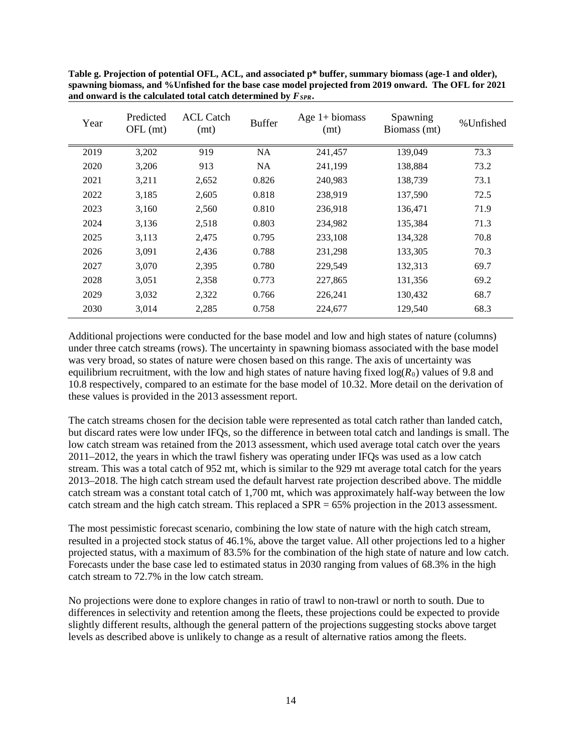**Table g. Projection of potential OFL, ACL, and associated p* buffer, summary biomass (age-1 and older), spawning biomass, and %Unfished for the base case model projected from 2019 onward. The OFL for 2021 and onward is the calculated total catch determined by $F_{SPR}$.**

| Year | Predicted OFL (mt) | ACL Catch (mt) | Buffer | Age 1+ biomass (mt) | Spawning Biomass (mt) | %Unfished |
|---|---|---|---|---|---|---|
| 2019 | 3,202 | 919 | NA | 241,457 | 139,049 | 73.3 |
| 2020 | 3,206 | 913 | NA | 241,199 | 138,884 | 73.2 |
| 2021 | 3,211 | 2,652 | 0.826 | 240,983 | 138,739 | 73.1 |
| 2022 | 3,185 | 2,605 | 0.818 | 238,919 | 137,590 | 72.5 |
| 2023 | 3,160 | 2,560 | 0.810 | 236,918 | 136,471 | 71.9 |
| 2024 | 3,136 | 2,518 | 0.803 | 234,982 | 135,384 | 71.3 |
| 2025 | 3,113 | 2,475 | 0.795 | 233,108 | 134,328 | 70.8 |
| 2026 | 3,091 | 2,436 | 0.788 | 231,298 | 133,305 | 70.3 |
| 2027 | 3,070 | 2,395 | 0.780 | 229,549 | 132,313 | 69.7 |
| 2028 | 3,051 | 2,358 | 0.773 | 227,865 | 131,356 | 69.2 |
| 2029 | 3,032 | 2,322 | 0.766 | 226,241 | 130,432 | 68.7 |
| 2030 | 3,014 | 2,285 | 0.758 | 224,677 | 129,540 | 68.3 |

Additional projections were conducted for the base model and low and high states of nature (columns) under three catch streams (rows). The uncertainty in spawning biomass associated with the base model was very broad, so states of nature were chosen based on this range. The axis of uncertainty was equilibrium recruitment, with the low and high states of nature having fixed $\log(R_0)$ values of 9.8 and 10.8 respectively, compared to an estimate for the base model of 10.32. More detail on the derivation of these values is provided in the 2013 assessment report.

The catch streams chosen for the decision table were represented as total catch rather than landed catch, but discard rates were low under IFQs, so the difference in between total catch and landings is small. The low catch stream was retained from the 2013 assessment, which used average total catch over the years 2011–2012, the years in which the trawl fishery was operating under IFQs was used as a low catch stream. This was a total catch of 952 mt, which is similar to the 929 mt average total catch for the years 2013–2018. The high catch stream used the default harvest rate projection described above. The middle catch stream was a constant total catch of 1,700 mt, which was approximately half-way between the low catch stream and the high catch stream. This replaced a SPR = 65% projection in the 2013 assessment.

The most pessimistic forecast scenario, combining the low state of nature with the high catch stream, resulted in a projected stock status of 46.1%, above the target value. All other projections led to a higher projected status, with a maximum of 83.5% for the combination of the high state of nature and low catch. Forecasts under the base case led to estimated status in 2030 ranging from values of 68.3% in the high catch stream to 72.7% in the low catch stream.

No projections were done to explore changes in ratio of trawl to non-trawl or north to south. Due to differences in selectivity and retention among the fleets, these projections could be expected to provide slightly different results, although the general pattern of the projections suggesting stocks above target levels as described above is unlikely to change as a result of alternative ratios among the fleets.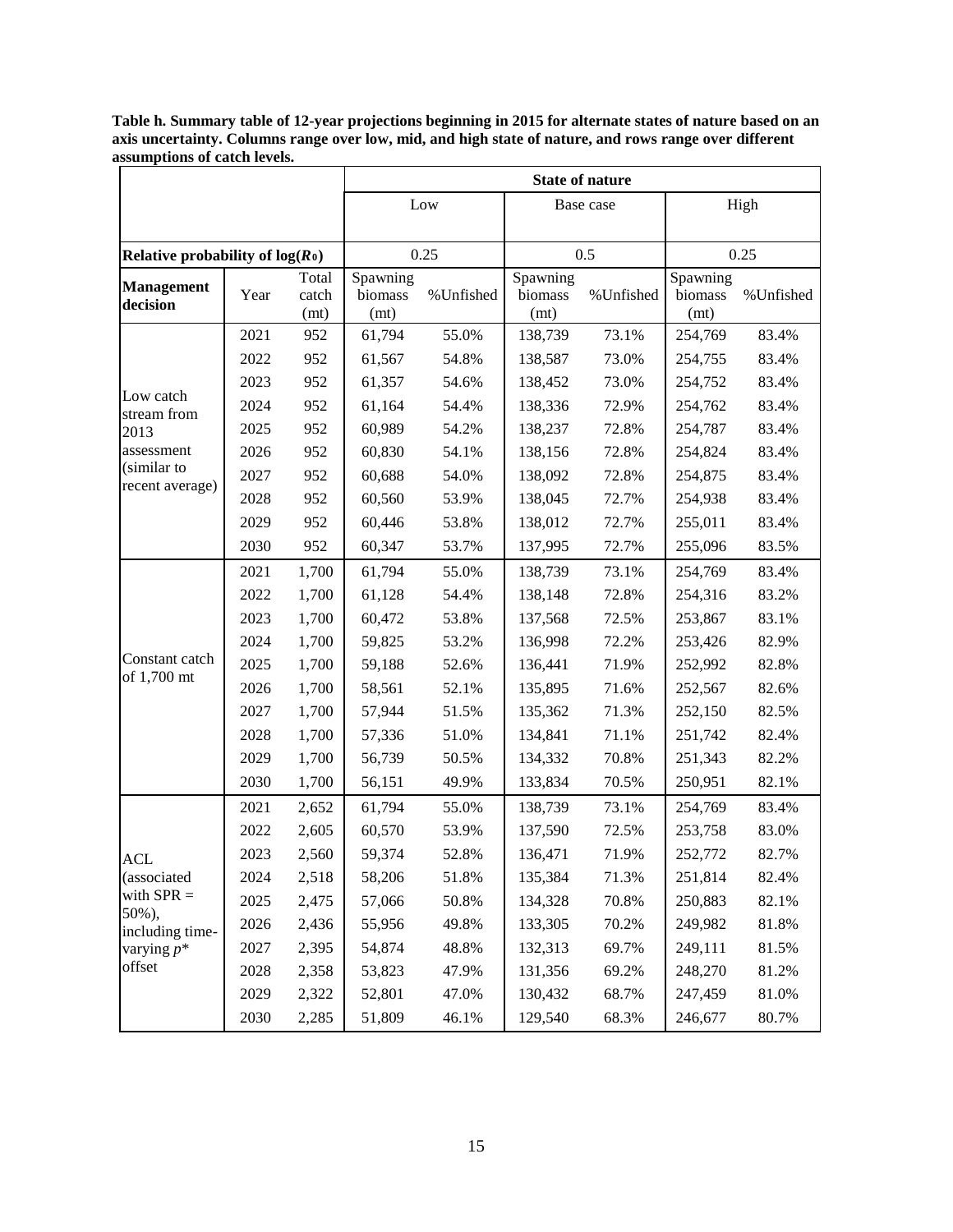**Table h. Summary table of 12-year projections beginning in 2015 for alternate states of nature based on an axis uncertainty. Columns range over low, mid, and high state of nature, and rows range over different assumptions of catch levels.**

| | | | State of nature | | | | | |
|---|---|---|---|---|---|---|---|---|
| | | | Low | | Base case | | High | |
| Relative probability of log($R_0$) | | | 0.25 | | 0.5 | | 0.25 | |
| **Management decision** | Year | Total catch (mt) | Spawning biomass (mt) | %Unfished | Spawning biomass (mt) | %Unfished | Spawning biomass (mt) | %Unfished |
| Low catch stream from 2013 assessment (similar to recent average) | 2021 | 952 | 61,794 | 55.0% | 138,739 | 73.1% | 254,769 | 83.4% |
| | 2022 | 952 | 61,567 | 54.8% | 138,587 | 73.0% | 254,755 | 83.4% |
| | 2023 | 952 | 61,357 | 54.6% | 138,452 | 73.0% | 254,752 | 83.4% |
| | 2024 | 952 | 61,164 | 54.4% | 138,336 | 72.9% | 254,762 | 83.4% |
| | 2025 | 952 | 60,989 | 54.2% | 138,237 | 72.8% | 254,787 | 83.4% |
| | 2026 | 952 | 60,830 | 54.1% | 138,156 | 72.8% | 254,824 | 83.4% |
| | 2027 | 952 | 60,688 | 54.0% | 138,092 | 72.8% | 254,875 | 83.4% |
| | 2028 | 952 | 60,560 | 53.9% | 138,045 | 72.7% | 254,938 | 83.4% |
| | 2029 | 952 | 60,446 | 53.8% | 138,012 | 72.7% | 255,011 | 83.4% |
| | 2030 | 952 | 60,347 | 53.7% | 137,995 | 72.7% | 255,096 | 83.5% |
| Constant catch of 1,700 mt | 2021 | 1,700 | 61,794 | 55.0% | 138,739 | 73.1% | 254,769 | 83.4% |
| | 2022 | 1,700 | 61,128 | 54.4% | 138,148 | 72.8% | 254,316 | 83.2% |
| | 2023 | 1,700 | 60,472 | 53.8% | 137,568 | 72.5% | 253,867 | 83.1% |
| | 2024 | 1,700 | 59,825 | 53.2% | 136,998 | 72.2% | 253,426 | 82.9% |
| | 2025 | 1,700 | 59,188 | 52.6% | 136,441 | 71.9% | 252,992 | 82.8% |
| | 2026 | 1,700 | 58,561 | 52.1% | 135,895 | 71.6% | 252,567 | 82.6% |
| | 2027 | 1,700 | 57,944 | 51.5% | 135,362 | 71.3% | 252,150 | 82.5% |
| | 2028 | 1,700 | 57,336 | 51.0% | 134,841 | 71.1% | 251,742 | 82.4% |
| | 2029 | 1,700 | 56,739 | 50.5% | 134,332 | 70.8% | 251,343 | 82.2% |
| | 2030 | 1,700 | 56,151 | 49.9% | 133,834 | 70.5% | 250,951 | 82.1% |
| ACL (associated with SPR = 50%), including time-varying $p^*$ offset | 2021 | 2,652 | 61,794 | 55.0% | 138,739 | 73.1% | 254,769 | 83.4% |
| | 2022 | 2,605 | 60,570 | 53.9% | 137,590 | 72.5% | 253,758 | 83.0% |
| | 2023 | 2,560 | 59,374 | 52.8% | 136,471 | 71.9% | 252,772 | 82.7% |
| | 2024 | 2,518 | 58,206 | 51.8% | 135,384 | 71.3% | 251,814 | 82.4% |
| | 2025 | 2,475 | 57,066 | 50.8% | 134,328 | 70.8% | 250,883 | 82.1% |
| | 2026 | 2,436 | 55,956 | 49.8% | 133,305 | 70.2% | 249,982 | 81.8% |
| | 2027 | 2,395 | 54,874 | 48.8% | 132,313 | 69.7% | 249,111 | 81.5% |
| | 2028 | 2,358 | 53,823 | 47.9% | 131,356 | 69.2% | 248,270 | 81.2% |
| | 2029 | 2,322 | 52,801 | 47.0% | 130,432 | 68.7% | 247,459 | 81.0% |
| | 2030 | 2,285 | 51,809 | 46.1% | 129,540 | 68.3% | 246,677 | 80.7% |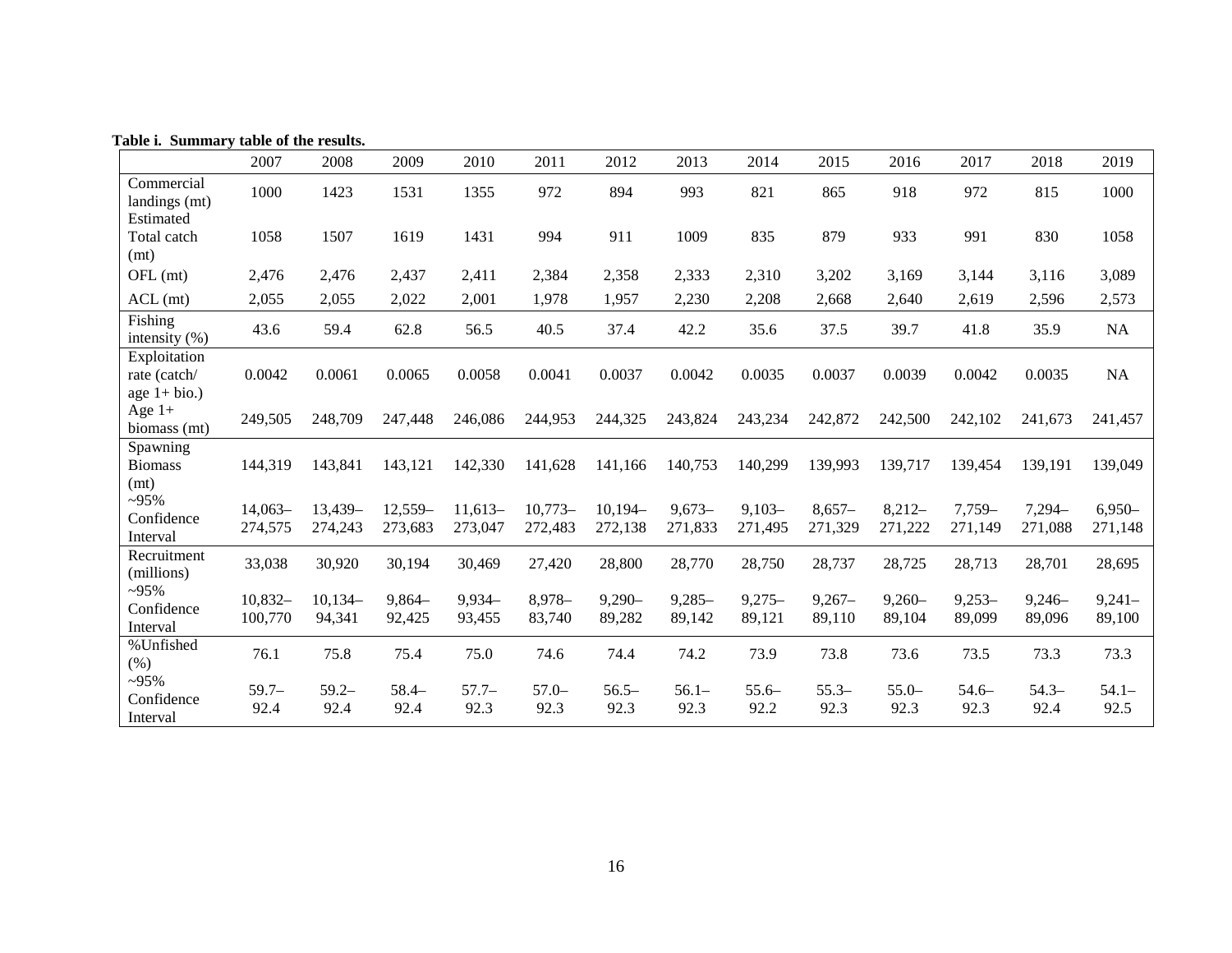**Table i. Summary table of the results.**

| | 2007 | 2008 | 2009 | 2010 | 2011 | 2012 | 2013 | 2014 | 2015 | 2016 | 2017 | 2018 | 2019 |
|---|---|---|---|---|---|---|---|---|---|---|---|---|---|
| Commercial landings (mt) | 1000 | 1423 | 1531 | 1355 | 972 | 894 | 993 | 821 | 865 | 918 | 972 | 815 | 1000 |
| Estimated Total catch (mt) | 1058 | 1507 | 1619 | 1431 | 994 | 911 | 1009 | 835 | 879 | 933 | 991 | 830 | 1058 |
| OFL (mt) | 2,476 | 2,476 | 2,437 | 2,411 | 2,384 | 2,358 | 2,333 | 2,310 | 3,202 | 3,169 | 3,144 | 3,116 | 3,089 |
| ACL (mt) | 2,055 | 2,055 | 2,022 | 2,001 | 1,978 | 1,957 | 2,230 | 2,208 | 2,668 | 2,640 | 2,619 | 2,596 | 2,573 |
| Fishing intensity (%) | 43.6 | 59.4 | 62.8 | 56.5 | 40.5 | 37.4 | 42.2 | 35.6 | 37.5 | 39.7 | 41.8 | 35.9 | NA |
| Exploitation rate (catch/ age 1+ bio.) | 0.0042 | 0.0061 | 0.0065 | 0.0058 | 0.0041 | 0.0037 | 0.0042 | 0.0035 | 0.0037 | 0.0039 | 0.0042 | 0.0035 | NA |
| Age 1+ biomass (mt) | 249,505 | 248,709 | 247,448 | 246,086 | 244,953 | 244,325 | 243,824 | 243,234 | 242,872 | 242,500 | 242,102 | 241,673 | 241,457 |
| Spawning Biomass (mt) | 144,319 | 143,841 | 143,121 | 142,330 | 141,628 | 141,166 | 140,753 | 140,299 | 139,993 | 139,717 | 139,454 | 139,191 | 139,049 |
| ~95% Confidence Interval | 14,063–274,575 | 13,439–274,243 | 12,559–273,683 | 11,613–273,047 | 10,773–272,483 | 10,194–272,138 | 9,673–271,833 | 9,103–271,495 | 8,657–271,329 | 8,212–271,222 | 7,759–271,149 | 7,294–271,088 | 6,950–271,148 |
| Recruitment (millions) | 33,038 | 30,920 | 30,194 | 30,469 | 27,420 | 28,800 | 28,770 | 28,750 | 28,737 | 28,725 | 28,713 | 28,701 | 28,695 |
| ~95% Confidence Interval | 10,832–100,770 | 10,134–94,341 | 9,864–92,425 | 9,934–93,455 | 8,978–83,740 | 9,290–89,282 | 9,285–89,142 | 9,275–89,121 | 9,267–89,110 | 9,260–89,104 | 9,253–89,099 | 9,246–89,096 | 9,241–89,100 |
| %Unfished (%) | 76.1 | 75.8 | 75.4 | 75.0 | 74.6 | 74.4 | 74.2 | 73.9 | 73.8 | 73.6 | 73.5 | 73.3 | 73.3 |
| ~95% Confidence Interval | 59.7–92.4 | 59.2–92.4 | 58.4–92.4 | 57.7–92.3 | 57.0–92.3 | 56.5–92.3 | 56.1–92.3 | 55.6–92.2 | 55.3–92.3 | 55.0–92.3 | 54.6–92.3 | 54.3–92.4 | 54.1–92.5 |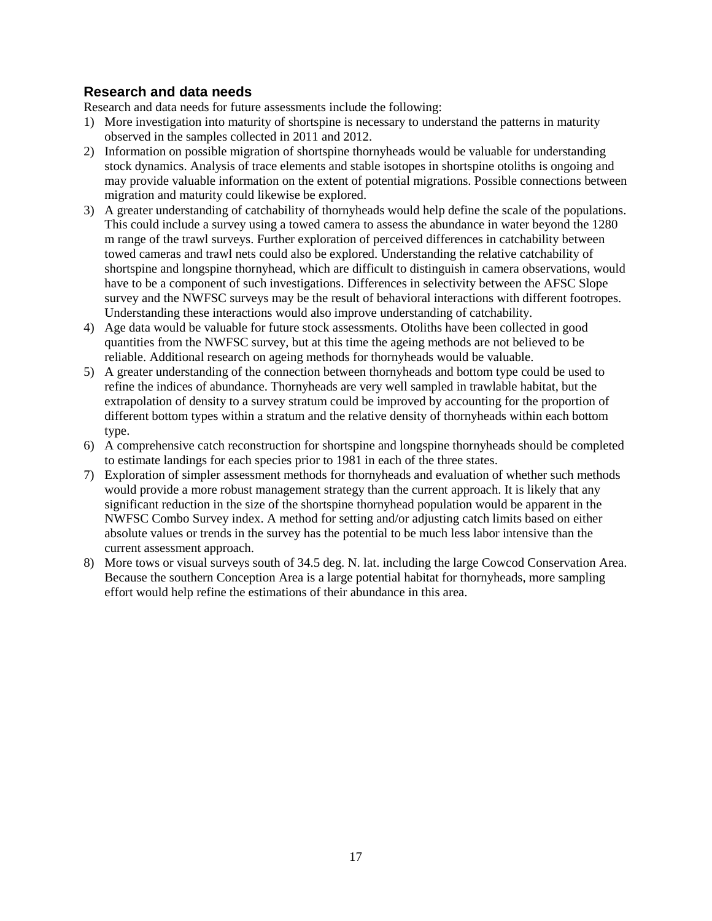## Research and data needs

Research and data needs for future assessments include the following:

1) More investigation into maturity of shortspine is necessary to understand the patterns in maturity observed in the samples collected in 2011 and 2012.
2) Information on possible migration of shortspine thornyheads would be valuable for understanding stock dynamics. Analysis of trace elements and stable isotopes in shortspine otoliths is ongoing and may provide valuable information on the extent of potential migrations. Possible connections between migration and maturity could likewise be explored.
3) A greater understanding of catchability of thornyheads would help define the scale of the populations. This could include a survey using a towed camera to assess the abundance in water beyond the 1280 m range of the trawl surveys. Further exploration of perceived differences in catchability between towed cameras and trawl nets could also be explored. Understanding the relative catchability of shortspine and longspine thornyhead, which are difficult to distinguish in camera observations, would have to be a component of such investigations. Differences in selectivity between the AFSC Slope survey and the NWFSC surveys may be the result of behavioral interactions with different footropes. Understanding these interactions would also improve understanding of catchability.
4) Age data would be valuable for future stock assessments. Otoliths have been collected in good quantities from the NWFSC survey, but at this time the ageing methods are not believed to be reliable. Additional research on ageing methods for thornyheads would be valuable.
5) A greater understanding of the connection between thornyheads and bottom type could be used to refine the indices of abundance. Thornyheads are very well sampled in trawlable habitat, but the extrapolation of density to a survey stratum could be improved by accounting for the proportion of different bottom types within a stratum and the relative density of thornyheads within each bottom type.
6) A comprehensive catch reconstruction for shortspine and longspine thornyheads should be completed to estimate landings for each species prior to 1981 in each of the three states.
7) Exploration of simpler assessment methods for thornyheads and evaluation of whether such methods would provide a more robust management strategy than the current approach. It is likely that any significant reduction in the size of the shortspine thornyhead population would be apparent in the NWFSC Combo Survey index. A method for setting and/or adjusting catch limits based on either absolute values or trends in the survey has the potential to be much less labor intensive than the current assessment approach.
8) More tows or visual surveys south of 34.5 deg. N. lat. including the large Cowcod Conservation Area. Because the southern Conception Area is a large potential habitat for thornyheads, more sampling effort would help refine the estimations of their abundance in this area.